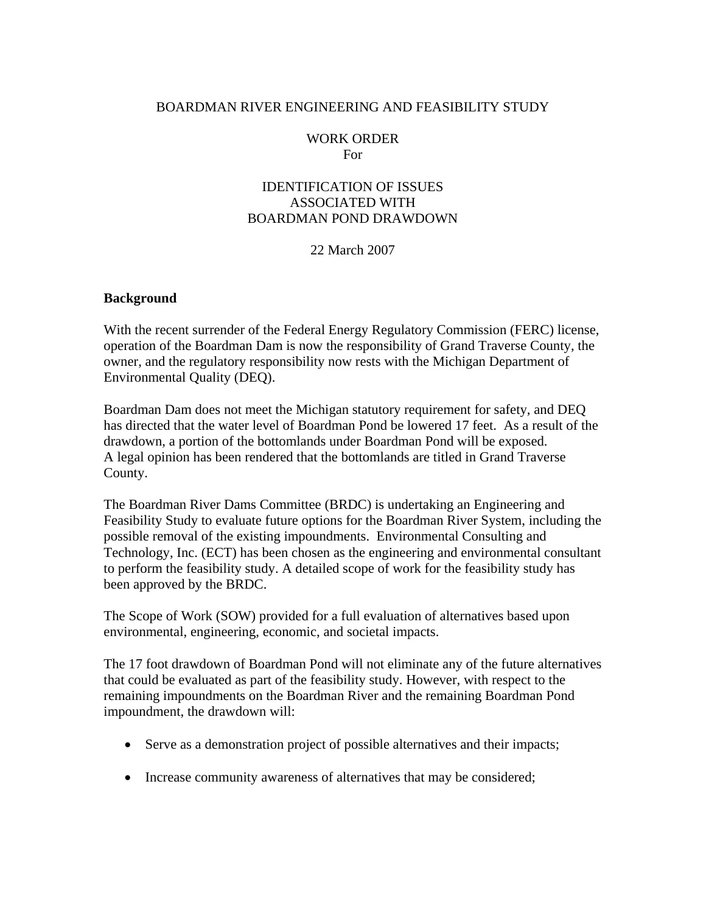BOARDMAN RIVER ENGINEERING AND FEASIBILITY STUDY

WORK ORDER
For

IDENTIFICATION OF ISSUES
ASSOCIATED WITH
BOARDMAN POND DRAWDOWN

22 March 2007

## Background

With the recent surrender of the Federal Energy Regulatory Commission (FERC) license, operation of the Boardman Dam is now the responsibility of Grand Traverse County, the owner, and the regulatory responsibility now rests with the Michigan Department of Environmental Quality (DEQ).

Boardman Dam does not meet the Michigan statutory requirement for safety, and DEQ has directed that the water level of Boardman Pond be lowered 17 feet. As a result of the drawdown, a portion of the bottomlands under Boardman Pond will be exposed. A legal opinion has been rendered that the bottomlands are titled in Grand Traverse County.

The Boardman River Dams Committee (BRDC) is undertaking an Engineering and Feasibility Study to evaluate future options for the Boardman River System, including the possible removal of the existing impoundments. Environmental Consulting and Technology, Inc. (ECT) has been chosen as the engineering and environmental consultant to perform the feasibility study. A detailed scope of work for the feasibility study has been approved by the BRDC.

The Scope of Work (SOW) provided for a full evaluation of alternatives based upon environmental, engineering, economic, and societal impacts.

The 17 foot drawdown of Boardman Pond will not eliminate any of the future alternatives that could be evaluated as part of the feasibility study. However, with respect to the remaining impoundments on the Boardman River and the remaining Boardman Pond impoundment, the drawdown will:

- Serve as a demonstration project of possible alternatives and their impacts;
- Increase community awareness of alternatives that may be considered;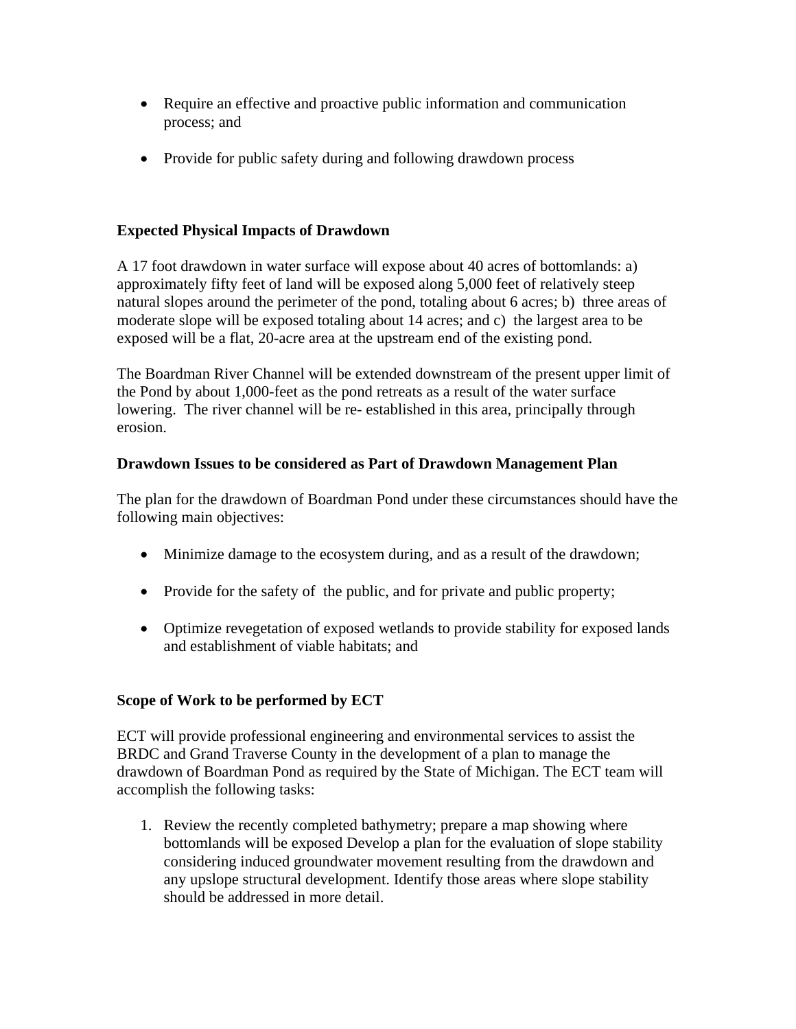- Require an effective and proactive public information and communication process; and
- Provide for public safety during and following drawdown process

**Expected Physical Impacts of Drawdown**

A 17 foot drawdown in water surface will expose about 40 acres of bottomlands: a) approximately fifty feet of land will be exposed along 5,000 feet of relatively steep natural slopes around the perimeter of the pond, totaling about 6 acres; b) three areas of moderate slope will be exposed totaling about 14 acres; and c) the largest area to be exposed will be a flat, 20-acre area at the upstream end of the existing pond.

The Boardman River Channel will be extended downstream of the present upper limit of the Pond by about 1,000-feet as the pond retreats as a result of the water surface lowering. The river channel will be re- established in this area, principally through erosion.

**Drawdown Issues to be considered as Part of Drawdown Management Plan**

The plan for the drawdown of Boardman Pond under these circumstances should have the following main objectives:

- Minimize damage to the ecosystem during, and as a result of the drawdown;
- Provide for the safety of the public, and for private and public property;
- Optimize revegetation of exposed wetlands to provide stability for exposed lands and establishment of viable habitats; and

**Scope of Work to be performed by ECT**

ECT will provide professional engineering and environmental services to assist the BRDC and Grand Traverse County in the development of a plan to manage the drawdown of Boardman Pond as required by the State of Michigan. The ECT team will accomplish the following tasks:

1. Review the recently completed bathymetry; prepare a map showing where bottomlands will be exposed Develop a plan for the evaluation of slope stability considering induced groundwater movement resulting from the drawdown and any upslope structural development. Identify those areas where slope stability should be addressed in more detail.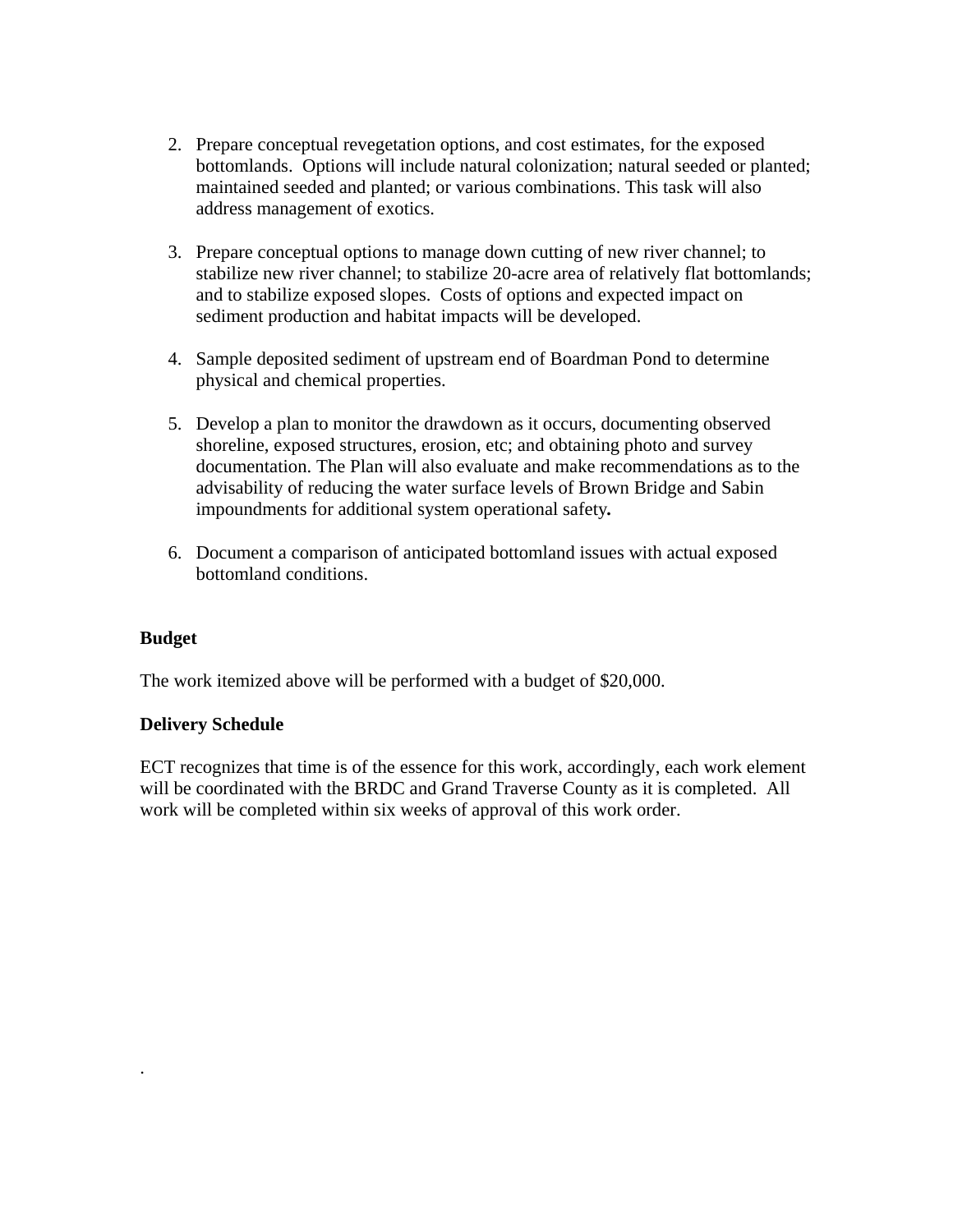2. Prepare conceptual revegetation options, and cost estimates, for the exposed bottomlands. Options will include natural colonization; natural seeded or planted; maintained seeded and planted; or various combinations. This task will also address management of exotics.

3. Prepare conceptual options to manage down cutting of new river channel; to stabilize new river channel; to stabilize 20-acre area of relatively flat bottomlands; and to stabilize exposed slopes. Costs of options and expected impact on sediment production and habitat impacts will be developed.

4. Sample deposited sediment of upstream end of Boardman Pond to determine physical and chemical properties.

5. Develop a plan to monitor the drawdown as it occurs, documenting observed shoreline, exposed structures, erosion, etc; and obtaining photo and survey documentation. The Plan will also evaluate and make recommendations as to the advisability of reducing the water surface levels of Brown Bridge and Sabin impoundments for additional system operational safety**.**

6. Document a comparison of anticipated bottomland issues with actual exposed bottomland conditions.

**Budget**

The work itemized above will be performed with a budget of $20,000.

**Delivery Schedule**

ECT recognizes that time is of the essence for this work, accordingly, each work element will be coordinated with the BRDC and Grand Traverse County as it is completed. All work will be completed within six weeks of approval of this work order.

.